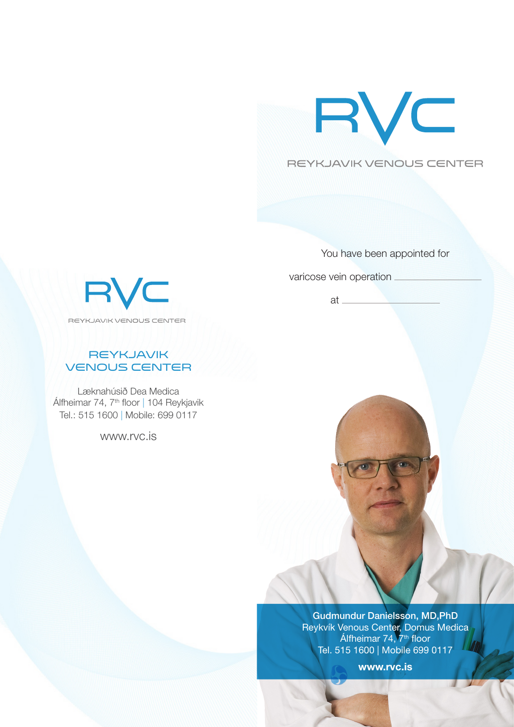# RVC

REYKJAVIK VENOUS CENTER

## REYKJAVIK VENOUS CENTER

Læknahúsið Dea Medica
Álfheimar 74, 7th floor | 104 Reykjavik
Tel.: 515 1600 | Mobile: 699 0117

www.rvc.is

# RVC

REYKJAVIK VENOUS CENTER

You have been appointed for

varicose vein operation ____________________

at ____________________

**Gudmundur Danielsson, MD,PhD**
Reykvík Venous Center, Domus Medica
Álfheimar 74, 7th floor
Tel. 515 1600 | Mobile 699 0117

**www.rvc.is**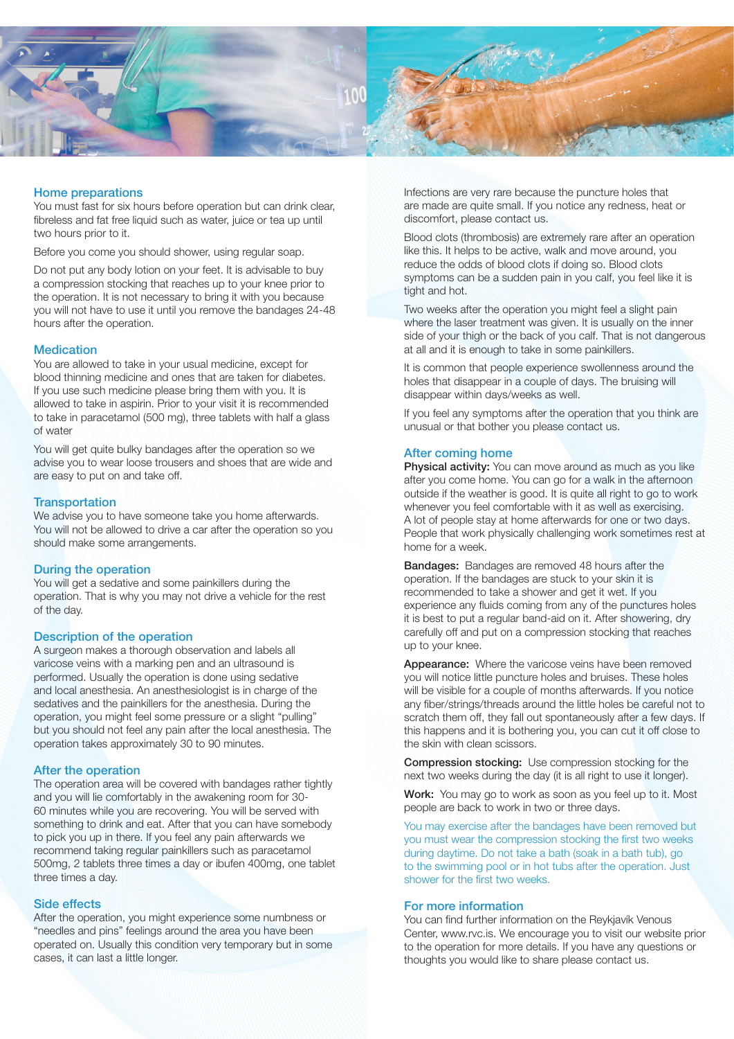## Home preparations

You must fast for six hours before operation but can drink clear, fibreless and fat free liquid such as water, juice or tea up until two hours prior to it.

Before you come you should shower, using regular soap.

Do not put any body lotion on your feet. It is advisable to buy a compression stocking that reaches up to your knee prior to the operation. It is not necessary to bring it with you because you will not have to use it until you remove the bandages 24-48 hours after the operation.

## Medication

You are allowed to take in your usual medicine, except for blood thinning medicine and ones that are taken for diabetes. If you use such medicine please bring them with you. It is allowed to take in aspirin. Prior to your visit it is recommended to take in paracetamol (500 mg), three tablets with half a glass of water

You will get quite bulky bandages after the operation so we advise you to wear loose trousers and shoes that are wide and are easy to put on and take off.

## Transportation

We advise you to have someone take you home afterwards. You will not be allowed to drive a car after the operation so you should make some arrangements.

## During the operation

You will get a sedative and some painkillers during the operation. That is why you may not drive a vehicle for the rest of the day.

## Description of the operation

A surgeon makes a thorough observation and labels all varicose veins with a marking pen and an ultrasound is performed. Usually the operation is done using sedative and local anesthesia. An anesthesiologist is in charge of the sedatives and the painkillers for the anesthesia. During the operation, you might feel some pressure or a slight "pulling" but you should not feel any pain after the local anesthesia. The operation takes approximately 30 to 90 minutes.

## After the operation

The operation area will be covered with bandages rather tightly and you will lie comfortably in the awakening room for 30-60 minutes while you are recovering. You will be served with something to drink and eat. After that you can have somebody to pick you up in there. If you feel any pain afterwards we recommend taking regular painkillers such as paracetamol 500mg, 2 tablets three times a day or ibufen 400mg, one tablet three times a day.

## Side effects

After the operation, you might experience some numbness or "needles and pins" feelings around the area you have been operated on. Usually this condition very temporary but in some cases, it can last a little longer.

Infections are very rare because the puncture holes that are made are quite small. If you notice any redness, heat or discomfort, please contact us.

Blood clots (thrombosis) are extremely rare after an operation like this. It helps to be active, walk and move around, you reduce the odds of blood clots if doing so. Blood clots symptoms can be a sudden pain in you calf, you feel like it is tight and hot.

Two weeks after the operation you might feel a slight pain where the laser treatment was given. It is usually on the inner side of your thigh or the back of you calf. That is not dangerous at all and it is enough to take in some painkillers.

It is common that people experience swollenness around the holes that disappear in a couple of days. The bruising will disappear within days/weeks as well.

If you feel any symptoms after the operation that you think are unusual or that bother you please contact us.

## After coming home

**Physical activity:** You can move around as much as you like after you come home. You can go for a walk in the afternoon outside if the weather is good. It is quite all right to go to work whenever you feel comfortable with it as well as exercising. A lot of people stay at home afterwards for one or two days. People that work physically challenging work sometimes rest at home for a week.

**Bandages:** Bandages are removed 48 hours after the operation. If the bandages are stuck to your skin it is recommended to take a shower and get it wet. If you experience any fluids coming from any of the punctures holes it is best to put a regular band-aid on it. After showering, dry carefully off and put on a compression stocking that reaches up to your knee.

**Appearance:** Where the varicose veins have been removed you will notice little puncture holes and bruises. These holes will be visible for a couple of months afterwards. If you notice any fiber/strings/threads around the little holes be careful not to scratch them off, they fall out spontaneously after a few days. If this happens and it is bothering you, you can cut it off close to the skin with clean scissors.

**Compression stocking:** Use compression stocking for the next two weeks during the day (it is all right to use it longer).

**Work:** You may go to work as soon as you feel up to it. Most people are back to work in two or three days.

You may exercise after the bandages have been removed but you must wear the compression stocking the first two weeks during daytime. Do not take a bath (soak in a bath tub), go to the swimming pool or in hot tubs after the operation. Just shower for the first two weeks.

## For more information

You can find further information on the Reykjavík Venous Center, www.rvc.is. We encourage you to visit our website prior to the operation for more details. If you have any questions or thoughts you would like to share please contact us.